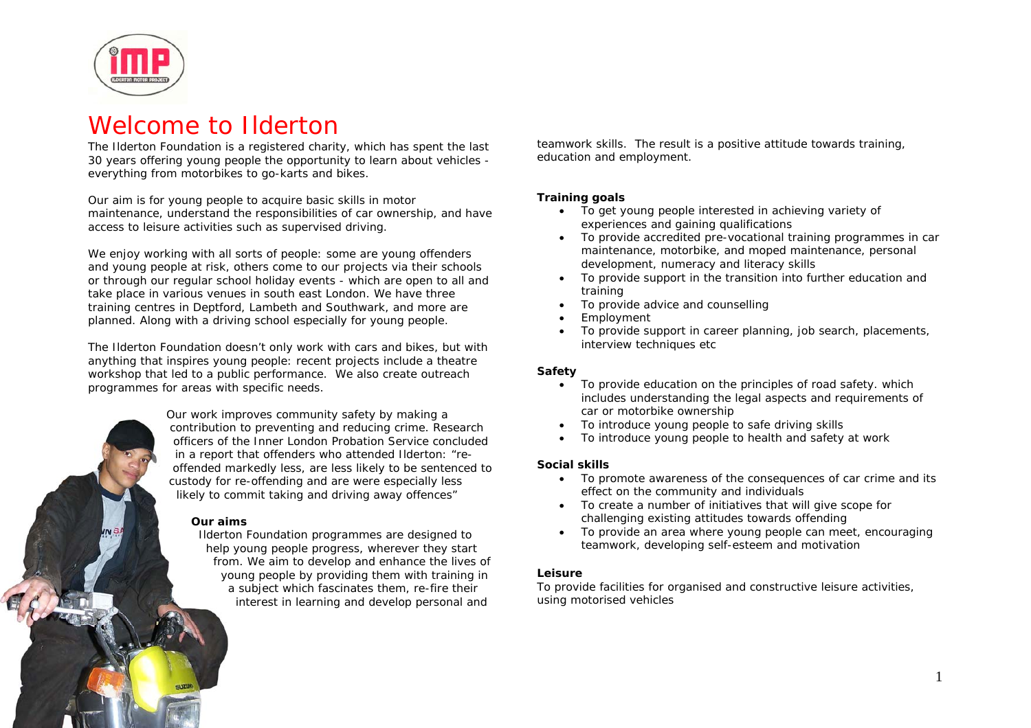# Welcome to Ilderton

The Ilderton Foundation is a registered charity, which has spent the last 30 years offering young people the opportunity to learn about vehicles - everything from motorbikes to go-karts and bikes.

Our aim is for young people to acquire basic skills in motor maintenance, understand the responsibilities of car ownership, and have access to leisure activities such as supervised driving.

We enjoy working with all sorts of people: some are young offenders and young people at risk, others come to our projects via their schools or through our regular school holiday events - which are open to all and take place in various venues in south east London. We have three training centres in Deptford, Lambeth and Southwark, and more are planned. Along with a driving school especially for young people.

The Ilderton Foundation doesn't only work with cars and bikes, but with anything that inspires young people: recent projects include a theatre workshop that led to a public performance. We also create outreach programmes for areas with specific needs.

Our work improves community safety by making a contribution to preventing and reducing crime. Research officers of the Inner London Probation Service concluded in a report that offenders who attended Ilderton: "re-offended markedly less, are less likely to be sentenced to custody for re-offending and are were especially less likely to commit taking and driving away offences"

**Our aims**

Ilderton Foundation programmes are designed to help young people progress, wherever they start from. We aim to develop and enhance the lives of young people by providing them with training in a subject which fascinates them, re-fire their interest in learning and develop personal and teamwork skills. The result is a positive attitude towards training, education and employment.

**Training goals**

- To get young people interested in achieving variety of experiences and gaining qualifications
- To provide accredited pre-vocational training programmes in car maintenance, motorbike, and moped maintenance, personal development, numeracy and literacy skills
- To provide support in the transition into further education and training
- To provide advice and counselling
- Employment
- To provide support in career planning, job search, placements, interview techniques etc

**Safety**

- To provide education on the principles of road safety. which includes understanding the legal aspects and requirements of car or motorbike ownership
- To introduce young people to safe driving skills
- To introduce young people to health and safety at work

**Social skills**

- To promote awareness of the consequences of car crime and its effect on the community and individuals
- To create a number of initiatives that will give scope for challenging existing attitudes towards offending
- To provide an area where young people can meet, encouraging teamwork, developing self-esteem and motivation

**Leisure**

To provide facilities for organised and constructive leisure activities, using motorised vehicles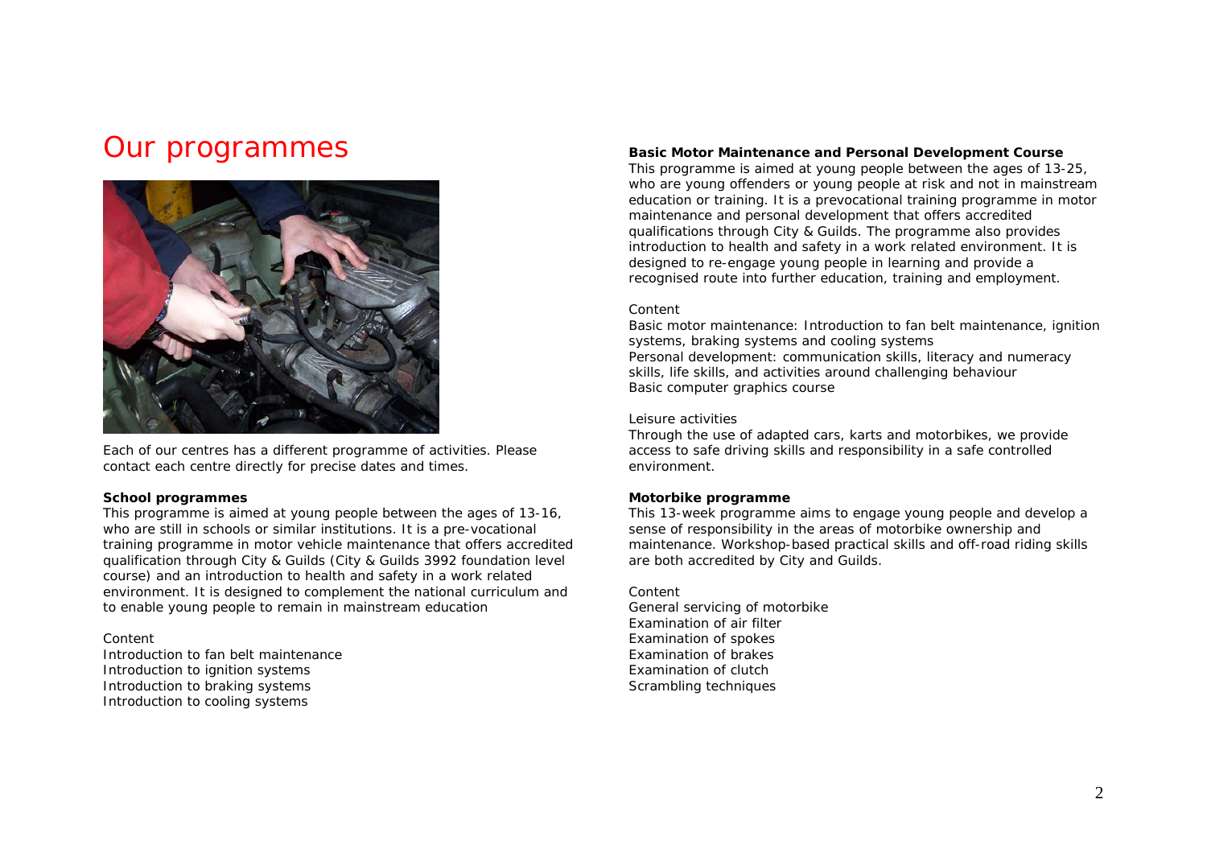# Our programmes

Each of our centres has a different programme of activities. Please contact each centre directly for precise dates and times.

**School programmes**

This programme is aimed at young people between the ages of 13-16, who are still in schools or similar institutions. It is a pre-vocational training programme in motor vehicle maintenance that offers accredited qualification through City & Guilds (City & Guilds 3992 foundation level course) and an introduction to health and safety in a work related environment. It is designed to complement the national curriculum and to enable young people to remain in mainstream education

Content

Introduction to fan belt maintenance
Introduction to ignition systems
Introduction to braking systems
Introduction to cooling systems

**Basic Motor Maintenance and Personal Development Course**

This programme is aimed at young people between the ages of 13-25, who are young offenders or young people at risk and not in mainstream education or training. It is a prevocational training programme in motor maintenance and personal development that offers accredited qualifications through City & Guilds. The programme also provides introduction to health and safety in a work related environment. It is designed to re-engage young people in learning and provide a recognised route into further education, training and employment.

Content

Basic motor maintenance: Introduction to fan belt maintenance, ignition systems, braking systems and cooling systems
Personal development: communication skills, literacy and numeracy skills, life skills, and activities around challenging behaviour
Basic computer graphics course

Leisure activities

Through the use of adapted cars, karts and motorbikes, we provide access to safe driving skills and responsibility in a safe controlled environment.

**Motorbike programme**

This 13-week programme aims to engage young people and develop a sense of responsibility in the areas of motorbike ownership and maintenance. Workshop-based practical skills and off-road riding skills are both accredited by City and Guilds.

Content

General servicing of motorbike
Examination of air filter
Examination of spokes
Examination of brakes
Examination of clutch
Scrambling techniques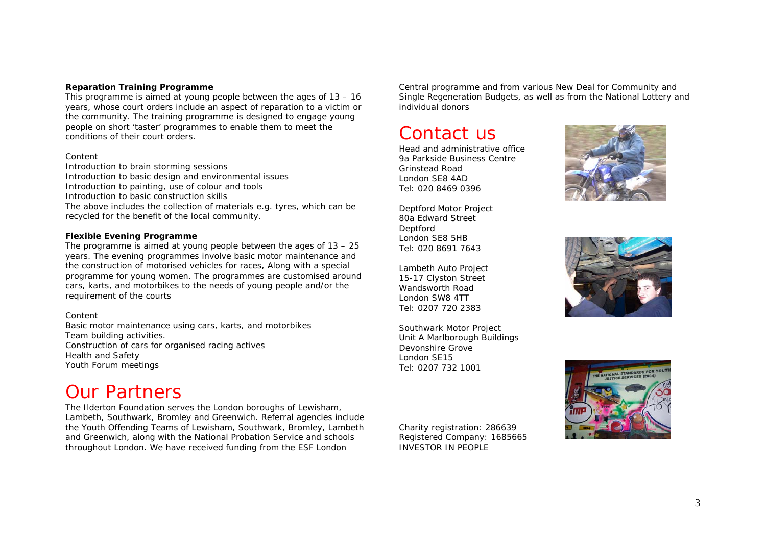**Reparation Training Programme**

This programme is aimed at young people between the ages of 13 – 16 years, whose court orders include an aspect of reparation to a victim or the community. The training programme is designed to engage young people on short 'taster' programmes to enable them to meet the conditions of their court orders.

Content

Introduction to brain storming sessions
Introduction to basic design and environmental issues
Introduction to painting, use of colour and tools
Introduction to basic construction skills
The above includes the collection of materials e.g. tyres, which can be recycled for the benefit of the local community.

**Flexible Evening Programme**

The programme is aimed at young people between the ages of 13 – 25 years. The evening programmes involve basic motor maintenance and the construction of motorised vehicles for races, Along with a special programme for young women. The programmes are customised around cars, karts, and motorbikes to the needs of young people and/or the requirement of the courts

Content

Basic motor maintenance using cars, karts, and motorbikes
Team building activities.
Construction of cars for organised racing actives
Health and Safety
Youth Forum meetings

# Our Partners

The Ilderton Foundation serves the London boroughs of Lewisham, Lambeth, Southwark, Bromley and Greenwich. Referral agencies include the Youth Offending Teams of Lewisham, Southwark, Bromley, Lambeth and Greenwich, along with the National Probation Service and schools throughout London. We have received funding from the ESF London Central programme and from various New Deal for Community and Single Regeneration Budgets, as well as from the National Lottery and individual donors

# Contact us

Head and administrative office
9a Parkside Business Centre
Grinstead Road
London SE8 4AD
Tel: 020 8469 0396

Deptford Motor Project
80a Edward Street
Deptford
London SE8 5HB
Tel: 020 8691 7643

Lambeth Auto Project
15-17 Clyston Street
Wandsworth Road
London SW8 4TT
Tel: 0207 720 2383

Southwark Motor Project
Unit A Marlborough Buildings
Devonshire Grove
London SE15
Tel: 0207 732 1001

Charity registration: 286639
Registered Company: 1685665
INVESTOR IN PEOPLE